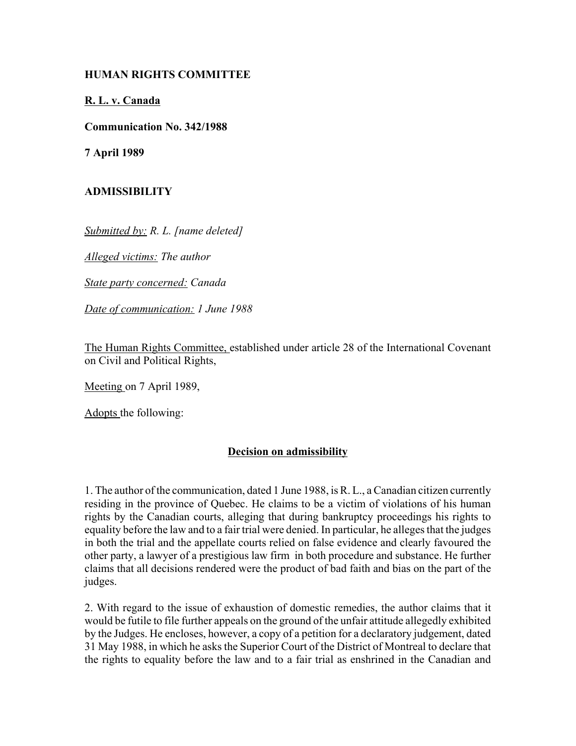**HUMAN RIGHTS COMMITTEE**

**R. L. v. Canada**

**Communication No. 342/1988**

**7 April 1989**

**ADMISSIBILITY**

*Submitted by: R. L. [name deleted]*

*Alleged victims: The author*

*State party concerned: Canada*

*Date of communication: 1 June 1988*

The Human Rights Committee, established under article 28 of the International Covenant on Civil and Political Rights,

Meeting on 7 April 1989,

Adopts the following:

**Decision on admissibility**

1. The author of the communication, dated 1 June 1988, is R. L., a Canadian citizen currently residing in the province of Quebec. He claims to be a victim of violations of his human rights by the Canadian courts, alleging that during bankruptcy proceedings his rights to equality before the law and to a fair trial were denied. In particular, he alleges that the judges in both the trial and the appellate courts relied on false evidence and clearly favoured the other party, a lawyer of a prestigious law firm in both procedure and substance. He further claims that all decisions rendered were the product of bad faith and bias on the part of the judges.

2. With regard to the issue of exhaustion of domestic remedies, the author claims that it would be futile to file further appeals on the ground of the unfair attitude allegedly exhibited by the Judges. He encloses, however, a copy of a petition for a declaratory judgement, dated 31 May 1988, in which he asks the Superior Court of the District of Montreal to declare that the rights to equality before the law and to a fair trial as enshrined in the Canadian and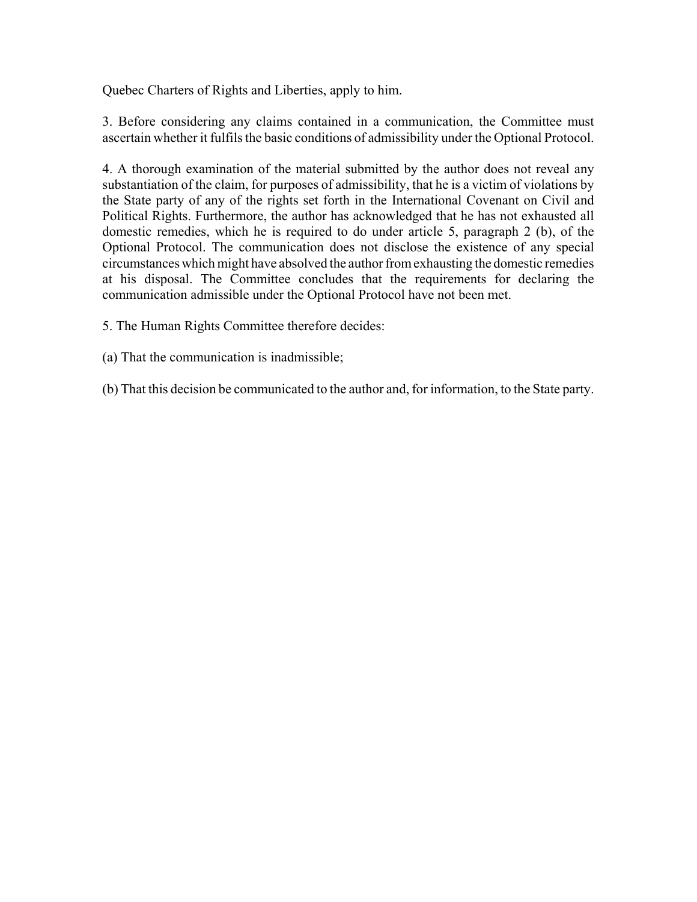Quebec Charters of Rights and Liberties, apply to him.

3. Before considering any claims contained in a communication, the Committee must ascertain whether it fulfils the basic conditions of admissibility under the Optional Protocol.

4. A thorough examination of the material submitted by the author does not reveal any substantiation of the claim, for purposes of admissibility, that he is a victim of violations by the State party of any of the rights set forth in the International Covenant on Civil and Political Rights. Furthermore, the author has acknowledged that he has not exhausted all domestic remedies, which he is required to do under article 5, paragraph 2 (b), of the Optional Protocol. The communication does not disclose the existence of any special circumstances which might have absolved the author from exhausting the domestic remedies at his disposal. The Committee concludes that the requirements for declaring the communication admissible under the Optional Protocol have not been met.

5. The Human Rights Committee therefore decides:

(a) That the communication is inadmissible;

(b) That this decision be communicated to the author and, for information, to the State party.